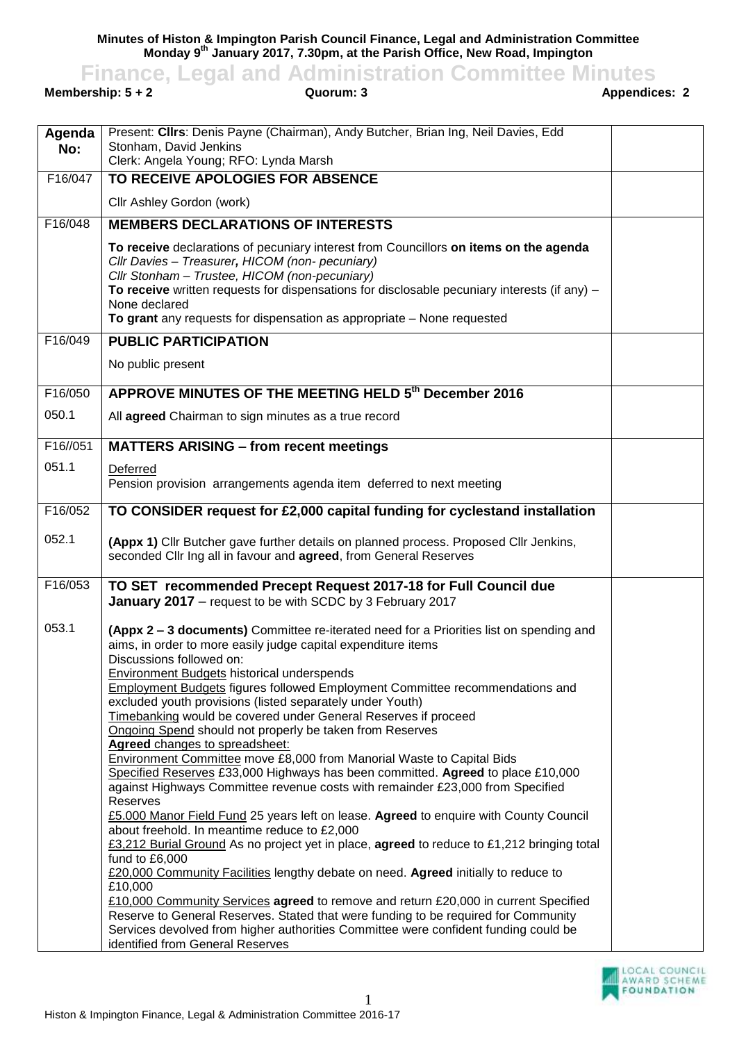**Minutes of Histon & Impington Parish Council Finance, Legal and Administration Committee Monday 9th January 2017, 7.30pm, at the Parish Office, New Road, Impington**

# Finance, Legal and Administration Committee Minutes

**Membership: 5 + 2** **Quorum: 3** **Appendices: 2**

| Agenda No: | Present: **Cllrs**: Denis Payne (Chairman), Andy Butcher, Brian Ing, Neil Davies, Edd Stonham, David Jenkins<br>Clerk: Angela Young; RFO: Lynda Marsh | |
|---|---|---|
| F16/047 | **TO RECEIVE APOLOGIES FOR ABSENCE** | |
| | Cllr Ashley Gordon (work) | |
| F16/048 | **MEMBERS DECLARATIONS OF INTERESTS** | |
| | **To receive** declarations of pecuniary interest from Councillors **on items on the agenda**<br>*Cllr Davies – Treasurer, HICOM (non- pecuniary)*<br>*Cllr Stonham – Trustee, HICOM (non-pecuniary)*<br>**To receive** written requests for dispensations for disclosable pecuniary interests (if any) – None declared<br>**To grant** any requests for dispensation as appropriate – None requested | |
| F16/049 | **PUBLIC PARTICIPATION** | |
| | No public present | |
| F16/050 | **APPROVE MINUTES OF THE MEETING HELD 5th December 2016** | |
| 050.1 | All **agreed** Chairman to sign minutes as a true record | |
| F16//051 | **MATTERS ARISING – from recent meetings** | |
| 051.1 | Deferred<br>Pension provision arrangements agenda item deferred to next meeting | |
| F16/052 | **TO CONSIDER request for £2,000 capital funding for cyclestand installation** | |
| 052.1 | **(Appx 1)** Cllr Butcher gave further details on planned process. Proposed Cllr Jenkins, seconded Cllr Ing all in favour and **agreed**, from General Reserves | |
| F16/053 | **TO SET recommended Precept Request 2017-18 for Full Council due January 2017** – request to be with SCDC by 3 February 2017 | |
| 053.1 | **(Appx 2 – 3 documents)** Committee re-iterated need for a Priorities list on spending and aims, in order to more easily judge capital expenditure items<br>Discussions followed on:<br>Environment Budgets historical underspends<br>Employment Budgets figures followed Employment Committee recommendations and excluded youth provisions (listed separately under Youth)<br>Timebanking would be covered under General Reserves if proceed<br>Ongoing Spend should not properly be taken from Reserves<br>**Agreed** changes to spreadsheet:<br>Environment Committee move £8,000 from Manorial Waste to Capital Bids<br>Specified Reserves £33,000 Highways has been committed. **Agreed** to place £10,000 against Highways Committee revenue costs with remainder £23,000 from Specified Reserves<br>£5.000 Manor Field Fund 25 years left on lease. **Agreed** to enquire with County Council about freehold. In meantime reduce to £2,000<br>£3,212 Burial Ground As no project yet in place, **agreed** to reduce to £1,212 bringing total fund to £6,000<br>£20,000 Community Facilities lengthy debate on need. **Agreed** initially to reduce to £10,000<br>£10,000 Community Services **agreed** to remove and return £20,000 in current Specified Reserve to General Reserves. Stated that were funding to be required for Community Services devolved from higher authorities Committee were confident funding could be identified from General Reserves | |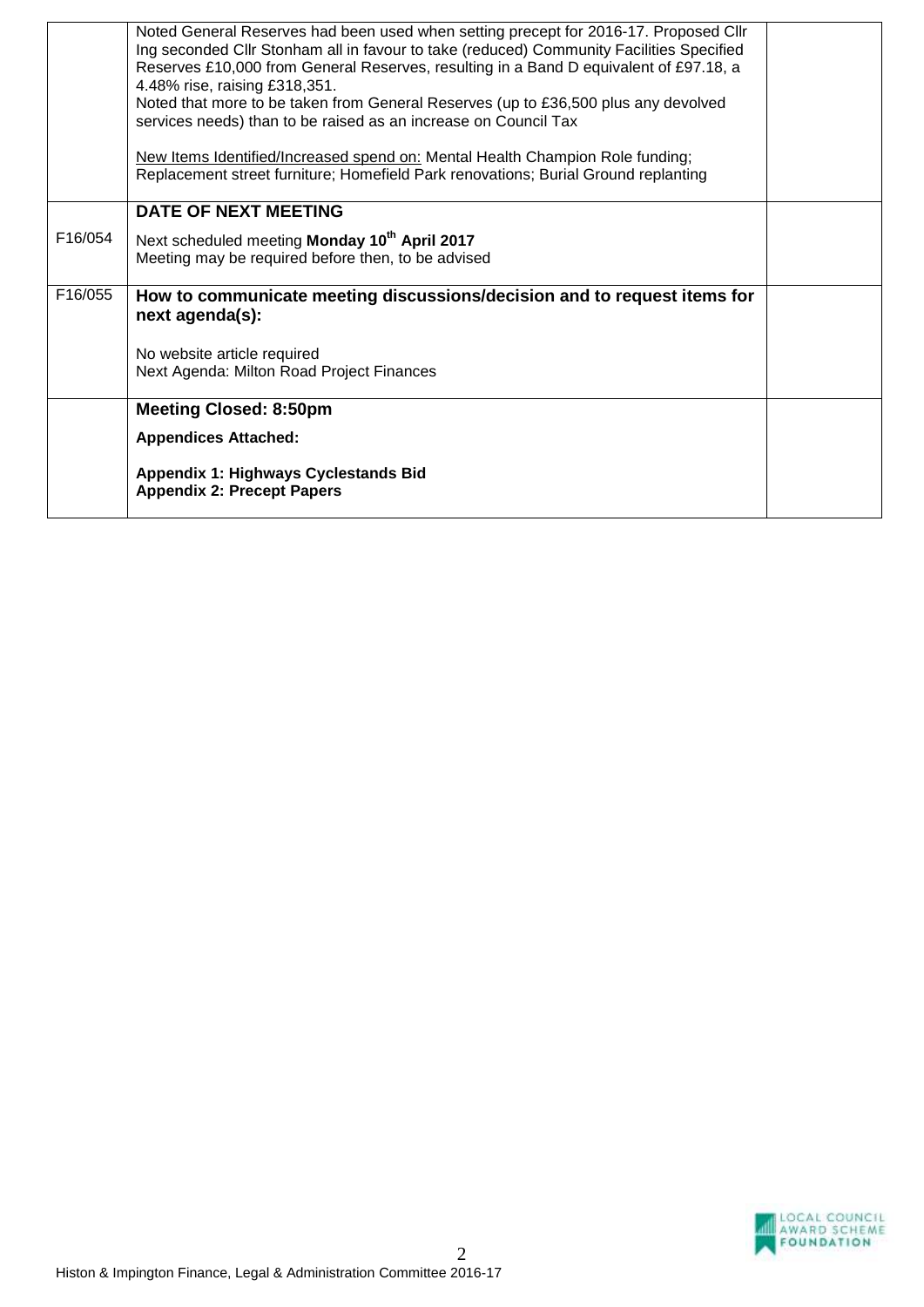| | | |
|---|---|---|
| | Noted General Reserves had been used when setting precept for 2016-17. Proposed Cllr Ing seconded Cllr Stonham all in favour to take (reduced) Community Facilities Specified Reserves £10,000 from General Reserves, resulting in a Band D equivalent of £97.18, a 4.48% rise, raising £318,351.<br>Noted that more to be taken from General Reserves (up to £36,500 plus any devolved services needs) than to be raised as an increase on Council Tax<br><br>New Items Identified/Increased spend on: Mental Health Champion Role funding; Replacement street furniture; Homefield Park renovations; Burial Ground replanting | |
| F16/054 | **DATE OF NEXT MEETING**<br>Next scheduled meeting **Monday 10th April 2017**<br>Meeting may be required before then, to be advised | |
| F16/055 | **How to communicate meeting discussions/decision and to request items for next agenda(s):**<br><br>No website article required<br>Next Agenda: Milton Road Project Finances | |
| | **Meeting Closed: 8:50pm**<br>**Appendices Attached:**<br>**Appendix 1: Highways Cyclestands Bid**<br>**Appendix 2: Precept Papers** | |